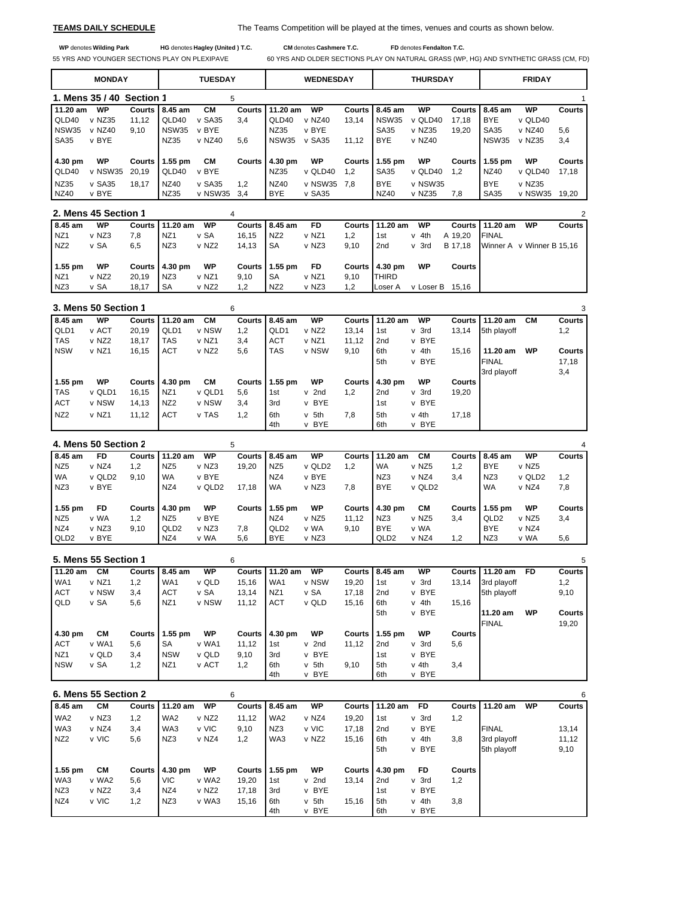**TEAMS DAILY SCHEDULE** The Teams Competition will be played at the times, venues and courts as shown below.

**WP** denotes **Wilding Park** **HG** denotes **Hagley (United ) T.C.** **CM** denotes **Cashmere T.C.** **FD** denotes **Fendalton T.C.**

55 YRS AND YOUNGER SECTIONS PLAY ON PLEXIPAVE 60 YRS AND OLDER SECTIONS PLAY ON NATURAL GRASS (WP, HG) AND SYNTHETIC GRASS (CM, FD)

## 1. Mens 35 / 40 Section 1

| MONDAY | | | TUESDAY | | | WEDNESDAY | | | THURSDAY | | | FRIDAY | | |
|---|---|---|---|---|---|---|---|---|---|---|---|---|---|---|
| **11.20 am** | **WP** | **Courts** | **8.45 am** | **CM** | **Courts** | **11.20 am** | **WP** | **Courts** | **8.45 am** | **WP** | **Courts** | **8.45 am** | **WP** | **Courts** |
| QLD40 | v NZ35 | 11,12 | QLD40 | v SA35 | 3,4 | QLD40 | v NZ40 | 13,14 | NSW35 | v QLD40 | 17,18 | BYE | v QLD40 | |
| NSW35 | v NZ40 | 9,10 | NSW35 | v BYE | | NZ35 | v BYE | | SA35 | v NZ35 | 19,20 | SA35 | v NZ40 | 5,6 |
| SA35 | v BYE | | NZ35 | v NZ40 | 5,6 | NSW35 | v SA35 | 11,12 | BYE | v NZ40 | | NSW35 | v NZ35 | 3,4 |
| **4.30 pm** | **WP** | **Courts** | **1.55 pm** | **CM** | **Courts** | **4.30 pm** | **WP** | **Courts** | **1.55 pm** | **WP** | **Courts** | **1.55 pm** | **WP** | **Courts** |
| QLD40 | v NSW35 | 20,19 | QLD40 | v BYE | | NZ35 | v QLD40 | 1,2 | SA35 | v QLD40 | 1,2 | NZ40 | v QLD40 | 17,18 |
| NZ35 | v SA35 | 18,17 | NZ40 | v SA35 | 1,2 | NZ40 | v NSW35 | 7,8 | BYE | v NSW35 | | BYE | v NZ35 | |
| NZ40 | v BYE | | NZ35 | v NSW35 | 3,4 | BYE | v SA35 | | NZ40 | v NZ35 | 7,8 | SA35 | v NSW35 | 19,20 |

## 2. Mens 45 Section 1

| MONDAY | | | TUESDAY | | | WEDNESDAY | | | THURSDAY | | | FRIDAY | | |
|---|---|---|---|---|---|---|---|---|---|---|---|---|---|---|
| **8.45 am** | **WP** | **Courts** | **11.20 am** | **WP** | **Courts** | **8.45 am** | **FD** | **Courts** | **11.20 am** | **WP** | **Courts** | **11.20 am** | **WP** | **Courts** |
| NZ1 | v NZ3 | 7,8 | NZ1 | v SA | 16,15 | NZ2 | v NZ1 | 1,2 | 1st | v 4th | A 19,20 | FINAL | | |
| NZ2 | v SA | 6,5 | NZ3 | v NZ2 | 14,13 | SA | v NZ3 | 9,10 | 2nd | v 3rd | B 17,18 | Winner A | v Winner B | 15,16 |
| **1.55 pm** | **WP** | **Courts** | **4.30 pm** | **WP** | **Courts** | **1.55 pm** | **FD** | **Courts** | **4.30 pm** | **WP** | **Courts** | | | |
| NZ1 | v NZ2 | 20,19 | NZ3 | v NZ1 | 9,10 | SA | v NZ1 | 9,10 | THIRD | | | | | |
| NZ3 | v SA | 18,17 | SA | v NZ2 | 1,2 | NZ2 | v NZ3 | 1,2 | Loser A | v Loser B | 15,16 | | | |

## 3. Mens 50 Section 1

| MONDAY | | | TUESDAY | | | WEDNESDAY | | | THURSDAY | | | FRIDAY | | |
|---|---|---|---|---|---|---|---|---|---|---|---|---|---|---|
| **8.45 am** | **WP** | **Courts** | **11.20 am** | **CM** | **Courts** | **8.45 am** | **WP** | **Courts** | **11.20 am** | **WP** | **Courts** | **11.20 am** | **CM** | **Courts** |
| QLD1 | v ACT | 20,19 | QLD1 | v NSW | 1,2 | QLD1 | v NZ2 | 13,14 | 1st | v 3rd | 13,14 | 5th playoff | | 1,2 |
| TAS | v NZ2 | 18,17 | TAS | v NZ1 | 3,4 | ACT | v NZ1 | 11,12 | 2nd | v BYE | | | | |
| NSW | v NZ1 | 16,15 | ACT | v NZ2 | 5,6 | TAS | v NSW | 9,10 | 6th | v 4th | 15,16 | **11.20 am** | **WP** | **Courts** |
| | | | | | | | | | 5th | v BYE | | FINAL | | 17,18 |
| | | | | | | | | | | | | 3rd playoff | | 3,4 |
| **1.55 pm** | **WP** | **Courts** | **4.30 pm** | **CM** | **Courts** | **1.55 pm** | **WP** | **Courts** | **4.30 pm** | **WP** | **Courts** | | | |
| TAS | v QLD1 | 16,15 | NZ1 | v QLD1 | 5,6 | 1st | v 2nd | 1,2 | 2nd | v 3rd | 19,20 | | | |
| ACT | v NSW | 14,13 | NZ2 | v NSW | 3,4 | 3rd | v BYE | | 1st | v BYE | | | | |
| NZ2 | v NZ1 | 11,12 | ACT | v TAS | 1,2 | 6th | v 5th | 7,8 | 5th | v 4th | 17,18 | | | |
| | | | | | | 4th | v BYE | | 6th | v BYE | | | | |

## 4. Mens 50 Section 2

| MONDAY | | | TUESDAY | | | WEDNESDAY | | | THURSDAY | | | FRIDAY | | |
|---|---|---|---|---|---|---|---|---|---|---|---|---|---|---|
| **8.45 am** | **FD** | **Courts** | **11.20 am** | **WP** | **Courts** | **8.45 am** | **WP** | **Courts** | **11.20 am** | **CM** | **Courts** | **8.45 am** | **WP** | **Courts** |
| NZ5 | v NZ4 | 1,2 | NZ5 | v NZ3 | 19,20 | NZ5 | v QLD2 | 1,2 | WA | v NZ5 | 1,2 | BYE | v NZ5 | |
| WA | v QLD2 | 9,10 | WA | v BYE | | NZ4 | v BYE | | NZ3 | v NZ4 | 3,4 | NZ3 | v QLD2 | 1,2 |
| NZ3 | v BYE | | NZ4 | v QLD2 | 17,18 | WA | v NZ3 | 7,8 | BYE | v QLD2 | | WA | v NZ4 | 7,8 |
| **1.55 pm** | **FD** | **Courts** | **4.30 pm** | **WP** | **Courts** | **1.55 pm** | **WP** | **Courts** | **4.30 pm** | **CM** | **Courts** | **1.55 pm** | **WP** | **Courts** |
| NZ5 | v WA | 1,2 | NZ5 | v BYE | | NZ4 | v NZ5 | 11,12 | NZ3 | v NZ5 | 3,4 | QLD2 | v NZ5 | 3,4 |
| NZ4 | v NZ3 | 9,10 | QLD2 | v NZ3 | 7,8 | QLD2 | v WA | 9,10 | BYE | v WA | | BYE | v NZ4 | |
| QLD2 | v BYE | | NZ4 | v WA | 5,6 | BYE | v NZ3 | | QLD2 | v NZ4 | 1,2 | NZ3 | v WA | 5,6 |

## 5. Mens 55 Section 1

| MONDAY | | | TUESDAY | | | WEDNESDAY | | | THURSDAY | | | FRIDAY | | |
|---|---|---|---|---|---|---|---|---|---|---|---|---|---|---|
| **11.20 am** | **CM** | **Courts** | **8.45 am** | **WP** | **Courts** | **11.20 am** | **WP** | **Courts** | **8.45 am** | **WP** | **Courts** | **11.20 am** | **FD** | **Courts** |
| WA1 | v NZ1 | 1,2 | WA1 | v QLD | 15,16 | WA1 | v NSW | 19,20 | 1st | v 3rd | 13,14 | 3rd playoff | | 1,2 |
| ACT | v NSW | 3,4 | ACT | v SA | 13,14 | NZ1 | v SA | 17,18 | 2nd | v BYE | | 5th playoff | | 9,10 |
| QLD | v SA | 5,6 | NZ1 | v NSW | 11,12 | ACT | v QLD | 15,16 | 6th | v 4th | 15,16 | | | |
| | | | | | | | | | 5th | v BYE | | **11.20 am** | **WP** | **Courts** |
| | | | | | | | | | | | | FINAL | | 19,20 |
| **4.30 pm** | **CM** | **Courts** | **1.55 pm** | **WP** | **Courts** | **4.30 pm** | **WP** | **Courts** | **1.55 pm** | **WP** | **Courts** | | | |
| ACT | v WA1 | 5,6 | SA | v WA1 | 11,12 | 1st | v 2nd | 11,12 | 2nd | v 3rd | 5,6 | | | |
| NZ1 | v QLD | 3,4 | NSW | v QLD | 9,10 | 3rd | v BYE | | 1st | v BYE | | | | |
| NSW | v SA | 1,2 | NZ1 | v ACT | 1,2 | 6th | v 5th | 9,10 | 5th | v 4th | 3,4 | | | |
| | | | | | | 4th | v BYE | | 6th | v BYE | | | | |

## 6. Mens 55 Section 2

| MONDAY | | | TUESDAY | | | WEDNESDAY | | | THURSDAY | | | FRIDAY | | |
|---|---|---|---|---|---|---|---|---|---|---|---|---|---|---|
| **8.45 am** | **CM** | **Courts** | **11.20 am** | **WP** | **Courts** | **8.45 am** | **WP** | **Courts** | **11.20 am** | **FD** | **Courts** | **11.20 am** | **WP** | **Courts** |
| WA2 | v NZ3 | 1,2 | WA2 | v NZ2 | 11,12 | WA2 | v NZ4 | 19,20 | 1st | v 3rd | 1,2 | | | |
| WA3 | v NZ4 | 3,4 | WA3 | v VIC | 9,10 | NZ3 | v VIC | 17,18 | 2nd | v BYE | | FINAL | | 13,14 |
| NZ2 | v VIC | 5,6 | NZ3 | v NZ4 | 1,2 | WA3 | v NZ2 | 15,16 | 6th | v 4th | 3,8 | 3rd playoff | | 11,12 |
| | | | | | | | | | 5th | v BYE | | 5th playoff | | 9,10 |
| **1.55 pm** | **CM** | **Courts** | **4.30 pm** | **WP** | **Courts** | **1.55 pm** | **WP** | **Courts** | **4.30 pm** | **FD** | **Courts** | | | |
| WA3 | v WA2 | 5,6 | VIC | v WA2 | 19,20 | 1st | v 2nd | 13,14 | 2nd | v 3rd | 1,2 | | | |
| NZ3 | v NZ2 | 3,4 | NZ4 | v NZ2 | 17,18 | 3rd | v BYE | | 1st | v BYE | | | | |
| NZ4 | v VIC | 1,2 | NZ3 | v WA3 | 15,16 | 6th | v 5th | 15,16 | 5th | v 4th | 3,8 | | | |
| | | | | | | 4th | v BYE | | 6th | v BYE | | | | |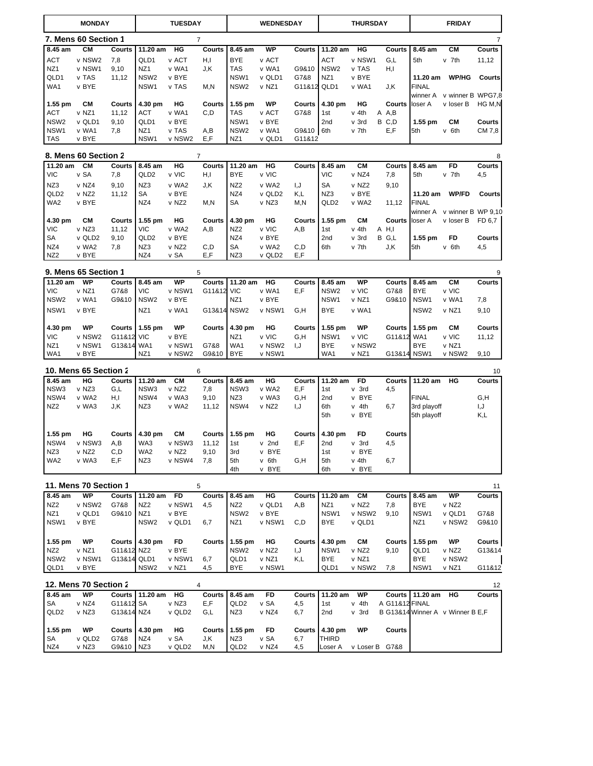| MONDAY | | | TUESDAY | | | WEDNESDAY | | | THURSDAY | | | FRIDAY | | |
|---|---|---|---|---|---|---|---|---|---|---|---|---|---|---|

## 7. Mens 60 Section 1

| 8.45 am | CM | Courts | 11.20 am | HG | Courts | 8.45 am | WP | Courts | 11.20 am | HG | Courts | 8.45 am | CM | Courts |
|---|---|---|---|---|---|---|---|---|---|---|---|---|---|---|
| ACT | v NSW2 | 7,8 | QLD1 | v ACT | H,I | BYE | v ACT | | ACT | v NSW1 | G,L | 5th | v 7th | 11,12 |
| NZ1 | v NSW1 | 9,10 | NZ1 | v WA1 | J,K | TAS | v WA1 | G9&10 | NSW2 | v TAS | H,I | | | |
| QLD1 | v TAS | 11,12 | NSW2 | v BYE | | NSW1 | v QLD1 | G7&8 | NZ1 | v BYE | | 11.20 am | WP/HG | Courts |
| WA1 | v BYE | | NSW1 | v TAS | M,N | NSW2 | v NZ1 | G11&12 | QLD1 | v WA1 | J,K | FINAL | | |
| | | | | | | | | | | | | winner A | v winner B | WPG7,8 |
| 1.55 pm | CM | Courts | 4.30 pm | HG | Courts | 1.55 pm | WP | Courts | 4.30 pm | HG | Courts | loser A | v loser B | HG M,N |
| ACT | v NZ1 | 11,12 | ACT | v WA1 | C,D | TAS | v ACT | G7&8 | 1st | v 4th | A A,B | | | |
| NSW2 | v QLD1 | 9,10 | QLD1 | v BYE | | NSW1 | v BYE | | 2nd | v 3rd | B C,D | 1.55 pm | CM | Courts |
| NSW1 | v WA1 | 7,8 | NZ1 | v TAS | A,B | NSW2 | v WA1 | G9&10 | 6th | v 7th | E,F | 5th | v 6th | CM 7,8 |
| TAS | v BYE | | NSW1 | v NSW2 | E,F | NZ1 | v QLD1 | G11&12 | | | | | | |

## 8. Mens 60 Section 2

| 11.20 am | CM | Courts | 8.45 am | HG | Courts | 11.20 am | HG | Courts | 8.45 am | CM | Courts | 8.45 am | FD | Courts |
|---|---|---|---|---|---|---|---|---|---|---|---|---|---|---|
| VIC | v SA | 7,8 | QLD2 | v VIC | H,I | BYE | v VIC | | VIC | v NZ4 | 7,8 | 5th | v 7th | 4,5 |
| NZ3 | v NZ4 | 9,10 | NZ3 | v WA2 | J,K | NZ2 | v WA2 | I,J | SA | v NZ2 | 9,10 | | | |
| QLD2 | v NZ2 | 11,12 | SA | v BYE | | NZ4 | v QLD2 | K,L | NZ3 | v BYE | | 11.20 am | WP/FD | Courts |
| WA2 | v BYE | | NZ4 | v NZ2 | M,N | SA | v NZ3 | M,N | QLD2 | v WA2 | 11,12 | FINAL | | |
| | | | | | | | | | | | | winner A | v winner B | WP 9,10 |
| 4.30 pm | CM | Courts | 1.55 pm | HG | Courts | 4.30 pm | HG | Courts | 1.55 pm | CM | Courts | loser A | v loser B | FD 6,7 |
| VIC | v NZ3 | 11,12 | VIC | v WA2 | A,B | NZ2 | v VIC | A,B | 1st | v 4th | A H,I | | | |
| SA | v QLD2 | 9,10 | QLD2 | v BYE | | NZ4 | v BYE | | 2nd | v 3rd | B G,L | 1.55 pm | FD | Courts |
| NZ4 | v WA2 | 7,8 | NZ3 | v NZ2 | C,D | SA | v WA2 | C,D | 6th | v 7th | J,K | 5th | v 6th | 4,5 |
| NZ2 | v BYE | | NZ4 | v SA | E,F | NZ3 | v QLD2 | E,F | | | | | | |

## 9. Mens 65 Section 1

| 11.20 am | WP | Courts | 8.45 am | WP | Courts | 11.20 am | HG | Courts | 8.45 am | WP | Courts | 8.45 am | CM | Courts |
|---|---|---|---|---|---|---|---|---|---|---|---|---|---|---|
| VIC | v NZ1 | G7&8 | VIC | v NSW1 | G11&12 | VIC | v WA1 | E,F | NSW2 | v VIC | G7&8 | BYE | v VIC | |
| NSW2 | v WA1 | G9&10 | NSW2 | v BYE | | NZ1 | v BYE | | NSW1 | v NZ1 | G9&10 | NSW1 | v WA1 | 7,8 |
| NSW1 | v BYE | | NZ1 | v WA1 | G13&14 | NSW2 | v NSW1 | G,H | BYE | v WA1 | | NSW2 | v NZ1 | 9,10 |
| 4.30 pm | WP | Courts | 1.55 pm | WP | Courts | 4.30 pm | HG | Courts | 1.55 pm | WP | Courts | 1.55 pm | CM | Courts |
| VIC | v NSW2 | G11&12 | VIC | v BYE | | NZ1 | v VIC | G,H | NSW1 | v VIC | G11&12 | WA1 | v VIC | 11,12 |
| NZ1 | v NSW1 | G13&14 | WA1 | v NSW1 | G7&8 | WA1 | v NSW2 | I,J | BYE | v NSW2 | | BYE | v NZ1 | |
| WA1 | v BYE | | NZ1 | v NSW2 | G9&10 | BYE | v NSW1 | | WA1 | v NZ1 | G13&14 | NSW1 | v NSW2 | 9,10 |

## 10. Mens 65 Section 2

| 8.45 am | HG | Courts | 11.20 am | CM | Courts | 8.45 am | HG | Courts | 11.20 am | FD | Courts | 11.20 am | HG | Courts |
|---|---|---|---|---|---|---|---|---|---|---|---|---|---|---|
| NSW3 | v NZ3 | G,L | NSW3 | v NZ2 | 7,8 | NSW3 | v WA2 | E,F | 1st | v 3rd | 4,5 | | | |
| NSW4 | v WA2 | H,I | NSW4 | v WA3 | 9,10 | NZ3 | v WA3 | G,H | 2nd | v BYE | | FINAL | | G,H |
| NZ2 | v WA3 | J,K | NZ3 | v WA2 | 11,12 | NSW4 | v NZ2 | I,J | 6th | v 4th | 6,7 | 3rd playoff | | I,J |
| | | | | | | | | | 5th | v BYE | | 5th playoff | | K,L |
| 1.55 pm | HG | Courts | 4.30 pm | CM | Courts | 1.55 pm | HG | Courts | 4.30 pm | FD | Courts | | | |
| NSW4 | v NSW3 | A,B | WA3 | v NSW3 | 11,12 | 1st | v 2nd | E,F | 2nd | v 3rd | 4,5 | | | |
| NZ3 | v NZ2 | C,D | WA2 | v NZ2 | 9,10 | 3rd | v BYE | | 1st | v BYE | | | | |
| WA2 | v WA3 | E,F | NZ3 | v NSW4 | 7,8 | 5th | v 6th | G,H | 5th | v 4th | 6,7 | | | |
| | | | | | | 4th | v BYE | | 6th | v BYE | | | | |

## 11. Mens 70 Section 1

| 8.45 am | WP | Courts | 11.20 am | FD | Courts | 8.45 am | HG | Courts | 11.20 am | CM | Courts | 8.45 am | WP | Courts |
|---|---|---|---|---|---|---|---|---|---|---|---|---|---|---|
| NZ2 | v NSW2 | G7&8 | NZ2 | v NSW1 | 4,5 | NZ2 | v QLD1 | A,B | NZ1 | v NZ2 | 7,8 | BYE | v NZ2 | |
| NZ1 | v QLD1 | G9&10 | NZ1 | v BYE | | NSW2 | v BYE | | NSW1 | v NSW2 | 9,10 | NSW1 | v QLD1 | G7&8 |
| NSW1 | v BYE | | NSW2 | v QLD1 | 6,7 | NZ1 | v NSW1 | C,D | BYE | v QLD1 | | NZ1 | v NSW2 | G9&10 |
| 1.55 pm | WP | Courts | 4.30 pm | FD | Courts | 1.55 pm | HG | Courts | 4.30 pm | CM | Courts | 1.55 pm | WP | Courts |
| NZ2 | v NZ1 | G11&12 | NZ2 | v BYE | | NSW2 | v NZ2 | I,J | NSW1 | v NZ2 | 9,10 | QLD1 | v NZ2 | G13&14 |
| NSW2 | v NSW1 | G13&14 | QLD1 | v NSW1 | 6,7 | QLD1 | v NZ1 | K,L | BYE | v NZ1 | | BYE | v NSW2 | |
| QLD1 | v BYE | | NSW2 | v NZ1 | 4,5 | BYE | v NSW1 | | QLD1 | v NSW2 | 7,8 | NSW1 | v NZ1 | G11&12 |

## 12. Mens 70 Section 2

| 8.45 am | WP | Courts | 11.20 am | HG | Courts | 8.45 am | FD | Courts | 11.20 am | WP | Courts | 11.20 am | HG | Courts |
|---|---|---|---|---|---|---|---|---|---|---|---|---|---|---|
| SA | v NZ4 | G11&12 | SA | v NZ3 | E,F | QLD2 | v SA | 4,5 | 1st | v 4th | A G11&12 | FINAL | | |
| QLD2 | v NZ3 | G13&14 | NZ4 | v QLD2 | G,L | NZ3 | v NZ4 | 6,7 | 2nd | v 3rd | B G13&14 | Winner A | v Winner B | E,F |
| 1.55 pm | WP | Courts | 4.30 pm | HG | Courts | 1.55 pm | FD | Courts | 4.30 pm | WP | Courts | | | |
| SA | v QLD2 | G7&8 | NZ4 | v SA | J,K | NZ3 | v SA | 6,7 | THIRD | | | | | |
| NZ4 | v NZ3 | G9&10 | NZ3 | v QLD2 | M,N | QLD2 | v NZ4 | 4,5 | Loser A | v Loser B | G7&8 | | | |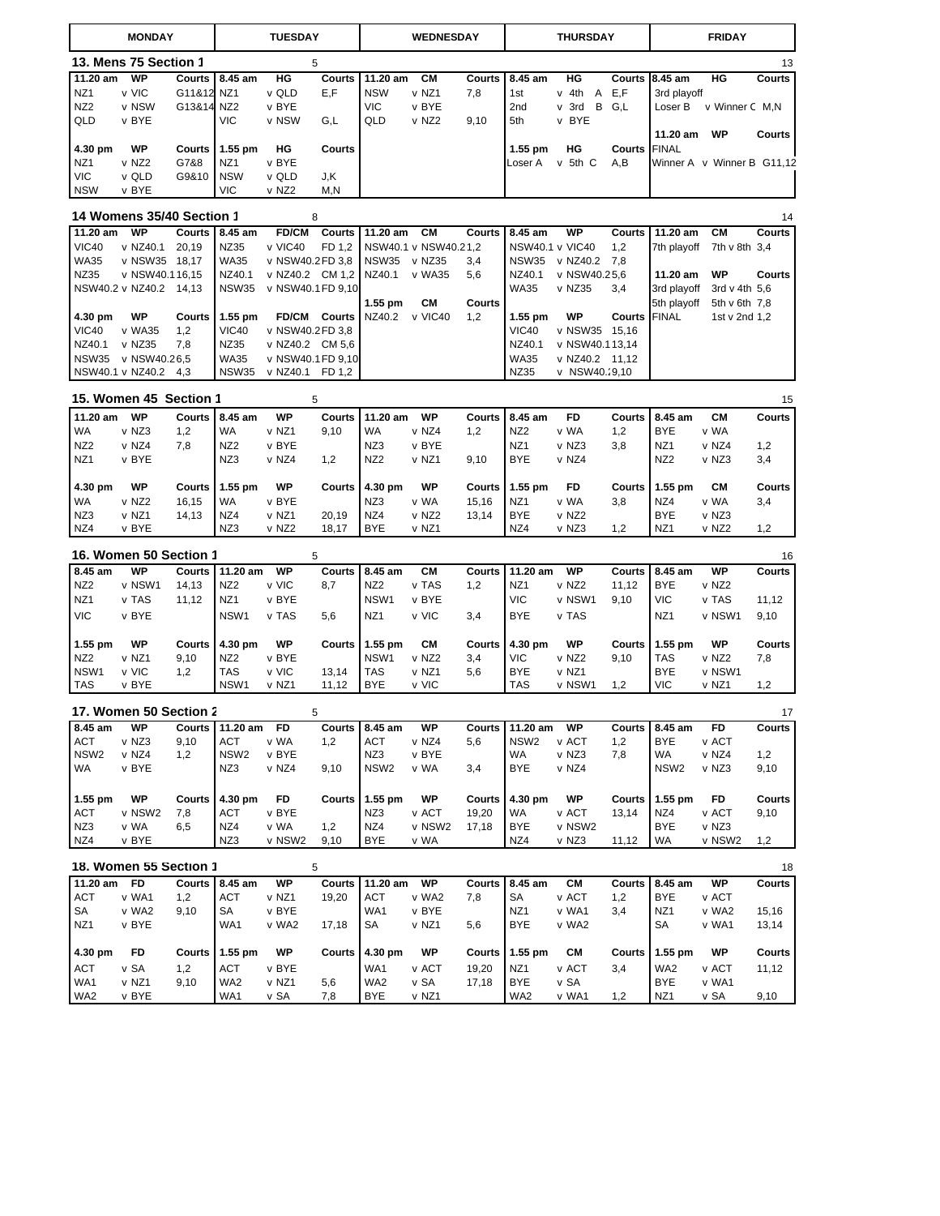| MONDAY | | | TUESDAY | | | WEDNESDAY | | | THURSDAY | | | FRIDAY | | |
|---|---|---|---|---|---|---|---|---|---|---|---|---|---|---|

## 13. Mens 75 Section 1

5 — 13

| 11.20 am | WP | Courts | 8.45 am | HG | Courts | 11.20 am | CM | Courts | 8.45 am | HG | Courts | 8.45 am | HG | Courts |
|---|---|---|---|---|---|---|---|---|---|---|---|---|---|---|
| NZ1 | v VIC | G11&12 | NZ1 | v QLD | E,F | NSW | v NZ1 | 7,8 | 1st | v 4th A | E,F | 3rd playoff | | |
| NZ2 | v NSW | G13&14 | NZ2 | v BYE | | VIC | v BYE | | 2nd | v 3rd B | G,L | Loser B | v Winner C | M,N |
| QLD | v BYE | | VIC | v NSW | G,L | QLD | v NZ2 | 9,10 | 5th | v BYE | | | | |
| | | | | | | | | | | | | 11.20 am | WP | Courts |
| 4.30 pm | WP | Courts | 1.55 pm | HG | Courts | | | | 1.55 pm | HG | Courts | FINAL | | |
| NZ1 | v NZ2 | G7&8 | NZ1 | v BYE | | | | | Loser A | v 5th C | A,B | Winner A | v Winner B | G11,12 |
| VIC | v QLD | G9&10 | NSW | v QLD | J,K | | | | | | | | | |
| NSW | v BYE | | VIC | v NZ2 | M,N | | | | | | | | | |

## 14 Womens 35/40 Section 1

8 — 14

| 11.20 am | WP | Courts | 8.45 am | FD/CM | Courts | 11.20 am | CM | Courts | 8.45 am | WP | Courts | 11.20 am | CM | Courts |
|---|---|---|---|---|---|---|---|---|---|---|---|---|---|---|
| VIC40 | v NZ40.1 | 20,19 | NZ35 | v VIC40 | FD 1,2 | NSW40.1 | v NSW40.2 | 1,2 | NSW40.1 | v VIC40 | 1,2 | 7th playoff | 7th v 8th | 3,4 |
| WA35 | v NSW35 | 18,17 | WA35 | v NSW40.2 | FD 3,8 | NSW35 | v NZ35 | 3,4 | NSW35 | v NZ40.2 | 7,8 | | | |
| NZ35 | v NSW40.1 | 16,15 | NZ40.1 | v NZ40.2 | CM 1,2 | NZ40.1 | v WA35 | 5,6 | NZ40.1 | v NSW40.2 | 5,6 | 11.20 am | WP | Courts |
| NSW40.2 | v NZ40.2 | 14,13 | NSW35 | v NSW40.1 | FD 9,10 | | | | WA35 | v NZ35 | 3,4 | 3rd playoff | 3rd v 4th | 5,6 |
| | | | | | | 1.55 pm | CM | Courts | | | | 5th playoff | 5th v 6th | 7,8 |
| 4.30 pm | WP | Courts | 1.55 pm | FD/CM | Courts | NZ40.2 | v VIC40 | 1,2 | 1.55 pm | WP | Courts | FINAL | 1st v 2nd | 1,2 |
| VIC40 | v WA35 | 1,2 | VIC40 | v NSW40.2 | FD 3,8 | | | | VIC40 | v NSW35 | 15,16 | | | |
| NZ40.1 | v NZ35 | 7,8 | NZ35 | v NZ40.2 | CM 5,6 | | | | NZ40.1 | v NSW40.1 | 13,14 | | | |
| NSW35 | v NSW40.2 | 6,5 | WA35 | v NSW40.1 | FD 9,10 | | | | WA35 | v NZ40.2 | 11,12 | | | |
| NSW40.1 | v NZ40.2 | 4,3 | NSW35 | v NZ40.1 | FD 1,2 | | | | NZ35 | v NSW40.2 | 9,10 | | | |

## 15. Women 45 Section 1

5 — 15

| 11.20 am | WP | Courts | 8.45 am | WP | Courts | 11.20 am | WP | Courts | 8.45 am | FD | Courts | 8.45 am | CM | Courts |
|---|---|---|---|---|---|---|---|---|---|---|---|---|---|---|
| WA | v NZ3 | 1,2 | WA | v NZ1 | 9,10 | WA | v NZ4 | 1,2 | NZ2 | v WA | 1,2 | BYE | v WA | |
| NZ2 | v NZ4 | 7,8 | NZ2 | v BYE | | NZ3 | v BYE | | NZ1 | v NZ3 | 3,8 | NZ1 | v NZ4 | 1,2 |
| NZ1 | v BYE | | NZ3 | v NZ4 | 1,2 | NZ2 | v NZ1 | 9,10 | BYE | v NZ4 | | NZ2 | v NZ3 | 3,4 |
| 4.30 pm | WP | Courts | 1.55 pm | WP | Courts | 4.30 pm | WP | Courts | 1.55 pm | FD | Courts | 1.55 pm | CM | Courts |
| WA | v NZ2 | 16,15 | WA | v BYE | | NZ3 | v WA | 15,16 | NZ1 | v WA | 3,8 | NZ4 | v WA | 3,4 |
| NZ3 | v NZ1 | 14,13 | NZ4 | v NZ1 | 20,19 | NZ4 | v NZ2 | 13,14 | BYE | v NZ2 | | BYE | v NZ3 | |
| NZ4 | v BYE | | NZ3 | v NZ2 | 18,17 | BYE | v NZ1 | | NZ4 | v NZ3 | 1,2 | NZ1 | v NZ2 | 1,2 |

## 16. Women 50 Section 1

5 — 16

| 8.45 am | WP | Courts | 11.20 am | WP | Courts | 8.45 am | CM | Courts | 11.20 am | WP | Courts | 8.45 am | WP | Courts |
|---|---|---|---|---|---|---|---|---|---|---|---|---|---|---|
| NZ2 | v NSW1 | 14,13 | NZ2 | v VIC | 8,7 | NZ2 | v TAS | 1,2 | NZ1 | v NZ2 | 11,12 | BYE | v NZ2 | |
| NZ1 | v TAS | 11,12 | NZ1 | v BYE | | NSW1 | v BYE | | VIC | v NSW1 | 9,10 | VIC | v TAS | 11,12 |
| VIC | v BYE | | NSW1 | v TAS | 5,6 | NZ1 | v VIC | 3,4 | BYE | v TAS | | NZ1 | v NSW1 | 9,10 |
| 1.55 pm | WP | Courts | 4.30 pm | WP | Courts | 1.55 pm | CM | Courts | 4.30 pm | WP | Courts | 1.55 pm | WP | Courts |
| NZ2 | v NZ1 | 9,10 | NZ2 | v BYE | | NSW1 | v NZ2 | 3,4 | VIC | v NZ2 | 9,10 | TAS | v NZ2 | 7,8 |
| NSW1 | v VIC | 1,2 | TAS | v VIC | 13,14 | TAS | v NZ1 | 5,6 | BYE | v NZ1 | | BYE | v NSW1 | |
| TAS | v BYE | | NSW1 | v NZ1 | 11,12 | BYE | v VIC | | TAS | v NSW1 | 1,2 | VIC | v NZ1 | 1,2 |

## 17. Women 50 Section 2

5 — 17

| 8.45 am | WP | Courts | 11.20 am | FD | Courts | 8.45 am | WP | Courts | 11.20 am | WP | Courts | 8.45 am | FD | Courts |
|---|---|---|---|---|---|---|---|---|---|---|---|---|---|---|
| ACT | v NZ3 | 9,10 | ACT | v WA | 1,2 | ACT | v NZ4 | 5,6 | NSW2 | v ACT | 1,2 | BYE | v ACT | |
| NSW2 | v NZ4 | 1,2 | NSW2 | v BYE | | NZ3 | v BYE | | WA | v NZ3 | 7,8 | WA | v NZ4 | 1,2 |
| WA | v BYE | | NZ3 | v NZ4 | 9,10 | NSW2 | v WA | 3,4 | BYE | v NZ4 | | NSW2 | v NZ3 | 9,10 |
| 1.55 pm | WP | Courts | 4.30 pm | FD | Courts | 1.55 pm | WP | Courts | 4.30 pm | WP | Courts | 1.55 pm | FD | Courts |
| ACT | v NSW2 | 7,8 | ACT | v BYE | | NZ3 | v ACT | 19,20 | WA | v ACT | 13,14 | NZ4 | v ACT | 9,10 |
| NZ3 | v WA | 6,5 | NZ4 | v WA | 1,2 | NZ4 | v NSW2 | 17,18 | BYE | v NSW2 | | BYE | v NZ3 | |
| NZ4 | v BYE | | NZ3 | v NSW2 | 9,10 | BYE | v WA | | NZ4 | v NZ3 | 11,12 | WA | v NSW2 | 1,2 |

## 18. Women 55 Section 1

5 — 18

| 11.20 am | FD | Courts | 8.45 am | WP | Courts | 11.20 am | WP | Courts | 8.45 am | CM | Courts | 8.45 am | WP | Courts |
|---|---|---|---|---|---|---|---|---|---|---|---|---|---|---|
| ACT | v WA1 | 1,2 | ACT | v NZ1 | 19,20 | ACT | v WA2 | 7,8 | SA | v ACT | 1,2 | BYE | v ACT | |
| SA | v WA2 | 9,10 | SA | v BYE | | WA1 | v BYE | | NZ1 | v WA1 | 3,4 | NZ1 | v WA2 | 15,16 |
| NZ1 | v BYE | | WA1 | v WA2 | 17,18 | SA | v NZ1 | 5,6 | BYE | v WA2 | | SA | v WA1 | 13,14 |
| 4.30 pm | FD | Courts | 1.55 pm | WP | Courts | 4.30 pm | WP | Courts | 1.55 pm | CM | Courts | 1.55 pm | WP | Courts |
| ACT | v SA | 1,2 | ACT | v BYE | | WA1 | v ACT | 19,20 | NZ1 | v ACT | 3,4 | WA2 | v ACT | 11,12 |
| WA1 | v NZ1 | 9,10 | WA2 | v NZ1 | 5,6 | WA2 | v SA | 17,18 | BYE | v SA | | BYE | v WA1 | |
| WA2 | v BYE | | WA1 | v SA | 7,8 | BYE | v NZ1 | | WA2 | v WA1 | 1,2 | NZ1 | v SA | 9,10 |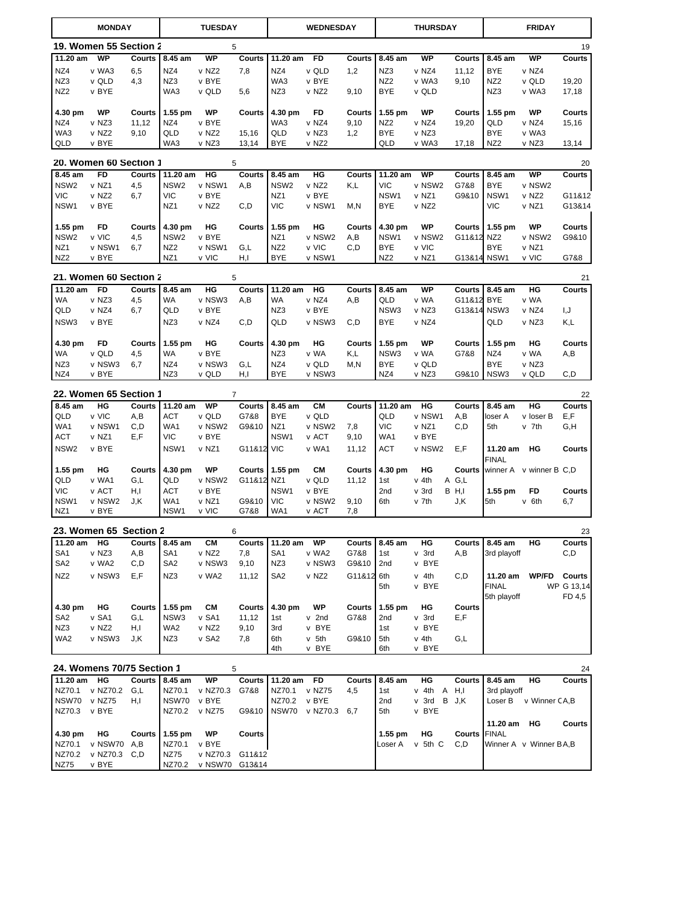| MONDAY | | | TUESDAY | | | WEDNESDAY | | | THURSDAY | | | FRIDAY | | |
|---|---|---|---|---|---|---|---|---|---|---|---|---|---|---|

## 19. Women 55 Section 2

5 — 19

| 11.20 am | WP | Courts | 8.45 am | WP | Courts | 11.20 am | FD | Courts | 8.45 am | WP | Courts | 8.45 am | WP | Courts |
|---|---|---|---|---|---|---|---|---|---|---|---|---|---|---|
| NZ4 | v WA3 | 6,5 | NZ4 | v NZ2 | 7,8 | NZ4 | v QLD | 1,2 | NZ3 | v NZ4 | 11,12 | BYE | v NZ4 | |
| NZ3 | v QLD | 4,3 | NZ3 | v BYE | | WA3 | v BYE | | NZ2 | v WA3 | 9,10 | NZ2 | v QLD | 19,20 |
| NZ2 | v BYE | | WA3 | v QLD | 5,6 | NZ3 | v NZ2 | 9,10 | BYE | v QLD | | NZ3 | v WA3 | 17,18 |
| **4.30 pm** | **WP** | **Courts** | **1.55 pm** | **WP** | **Courts** | **4.30 pm** | **FD** | **Courts** | **1.55 pm** | **WP** | **Courts** | **1.55 pm** | **WP** | **Courts** |
| NZ4 | v NZ3 | 11,12 | NZ4 | v BYE | | WA3 | v NZ4 | 9,10 | NZ2 | v NZ4 | 19,20 | QLD | v NZ4 | 15,16 |
| WA3 | v NZ2 | 9,10 | QLD | v NZ2 | 15,16 | QLD | v NZ3 | 1,2 | BYE | v NZ3 | | BYE | v WA3 | |
| QLD | v BYE | | WA3 | v NZ3 | 13,14 | BYE | v NZ2 | | QLD | v WA3 | 17,18 | NZ2 | v NZ3 | 13,14 |

## 20. Women 60 Section 1

5 — 20

| 8.45 am | FD | Courts | 11.20 am | HG | Courts | 8.45 am | HG | Courts | 11.20 am | WP | Courts | 8.45 am | WP | Courts |
|---|---|---|---|---|---|---|---|---|---|---|---|---|---|---|
| NSW2 | v NZ1 | 4,5 | NSW2 | v NSW1 | A,B | NSW2 | v NZ2 | K,L | VIC | v NSW2 | G7&8 | BYE | v NSW2 | |
| VIC | v NZ2 | 6,7 | VIC | v BYE | | NZ1 | v BYE | | NSW1 | v NZ1 | G9&10 | NSW1 | v NZ2 | G11&12 |
| NSW1 | v BYE | | NZ1 | v NZ2 | C,D | VIC | v NSW1 | M,N | BYE | v NZ2 | | VIC | v NZ1 | G13&14 |
| **1.55 pm** | **FD** | **Courts** | **4.30 pm** | **HG** | **Courts** | **1.55 pm** | **HG** | **Courts** | **4.30 pm** | **WP** | **Courts** | **1.55 pm** | **WP** | **Courts** |
| NSW2 | v VIC | 4,5 | NSW2 | v BYE | | NZ1 | v NSW2 | A,B | NSW1 | v NSW2 | G11&12 | NZ2 | v NSW2 | G9&10 |
| NZ1 | v NSW1 | 6,7 | NZ2 | v NSW1 | G,L | NZ2 | v VIC | C,D | BYE | v VIC | | BYE | v NZ1 | |
| NZ2 | v BYE | | NZ1 | v VIC | H,I | BYE | v NSW1 | | NZ2 | v NZ1 | G13&14 | NSW1 | v VIC | G7&8 |

## 21. Women 60 Section 2

5 — 21

| 11.20 am | FD | Courts | 8.45 am | HG | Courts | 11.20 am | HG | Courts | 8.45 am | WP | Courts | 8.45 am | HG | Courts |
|---|---|---|---|---|---|---|---|---|---|---|---|---|---|---|
| WA | v NZ3 | 4,5 | WA | v NSW3 | A,B | WA | v NZ4 | A,B | QLD | v WA | G11&12 | BYE | v WA | |
| QLD | v NZ4 | 6,7 | QLD | v BYE | | NZ3 | v BYE | | NSW3 | v NZ3 | G13&14 | NSW3 | v NZ4 | I,J |
| NSW3 | v BYE | | NZ3 | v NZ4 | C,D | QLD | v NSW3 | C,D | BYE | v NZ4 | | QLD | v NZ3 | K,L |
| **4.30 pm** | **FD** | **Courts** | **1.55 pm** | **HG** | **Courts** | **4.30 pm** | **HG** | **Courts** | **1.55 pm** | **WP** | **Courts** | **1.55 pm** | **HG** | **Courts** |
| WA | v QLD | 4,5 | WA | v BYE | | NZ3 | v WA | K,L | NSW3 | v WA | G7&8 | NZ4 | v WA | A,B |
| NZ3 | v NSW3 | 6,7 | NZ4 | v NSW3 | G,L | NZ4 | v QLD | M,N | BYE | v QLD | | BYE | v NZ3 | |
| NZ4 | v BYE | | NZ3 | v QLD | H,I | BYE | v NSW3 | | NZ4 | v NZ3 | G9&10 | NSW3 | v QLD | C,D |

## 22. Women 65 Section 1

7 — 22

| 8.45 am | HG | Courts | 11.20 am | WP | Courts | 8.45 am | CM | Courts | 11.20 am | HG | Courts | 8.45 am | HG | Courts |
|---|---|---|---|---|---|---|---|---|---|---|---|---|---|---|
| QLD | v VIC | A,B | ACT | v QLD | G7&8 | BYE | v QLD | | QLD | v NSW1 | A,B | loser A | v loser B | E,F |
| WA1 | v NSW1 | C,D | WA1 | v NSW2 | G9&10 | NZ1 | v NSW2 | 7,8 | VIC | v NZ1 | C,D | 5th | v 7th | G,H |
| ACT | v NZ1 | E,F | VIC | v BYE | | NSW1 | v ACT | 9,10 | WA1 | v BYE | | | | |
| NSW2 | v BYE | | NSW1 | v NZ1 | G11&12 | VIC | v WA1 | 11,12 | ACT | v NSW2 | E,F | **11.20 am** FINAL | **HG** | **Courts** |
| **1.55 pm** | **HG** | **Courts** | **4.30 pm** | **WP** | **Courts** | **1.55 pm** | **CM** | **Courts** | **4.30 pm** | **HG** | **Courts** | winner A | v winner B | C,D |
| QLD | v WA1 | G,L | QLD | v NSW2 | G11&12 | NZ1 | v QLD | 11,12 | 1st | v 4th | A G,L | | | |
| VIC | v ACT | H,I | ACT | v BYE | | NSW1 | v BYE | | 2nd | v 3rd | B H,I | **1.55 pm** | **FD** | **Courts** |
| NSW1 | v NSW2 | J,K | WA1 | v NZ1 | G9&10 | VIC | v NSW2 | 9,10 | 6th | v 7th | J,K | 5th | v 6th | 6,7 |
| NZ1 | v BYE | | NSW1 | v VIC | G7&8 | WA1 | v ACT | 7,8 | | | | | | |

## 23. Women 65 Section 2

6 — 23

| 11.20 am | HG | Courts | 8.45 am | CM | Courts | 11.20 am | WP | Courts | 8.45 am | HG | Courts | 8.45 am | HG | Courts |
|---|---|---|---|---|---|---|---|---|---|---|---|---|---|---|
| SA1 | v NZ3 | A,B | SA1 | v NZ2 | 7,8 | SA1 | v WA2 | G7&8 | 1st | v 3rd | A,B | 3rd playoff | | C,D |
| SA2 | v WA2 | C,D | SA2 | v NSW3 | 9,10 | NZ3 | v NSW3 | G9&10 | 2nd | v BYE | | | | |
| NZ2 | v NSW3 | E,F | NZ3 | v WA2 | 11,12 | SA2 | v NZ2 | G11&12 | 6th | v 4th | C,D | **11.20 am** | **WP/FD** | **Courts** |
| | | | | | | | | | 5th | v BYE | | FINAL | | WP G 13,14 |
| | | | | | | | | | | | | 5th playoff | | FD 4,5 |
| **4.30 pm** | **HG** | **Courts** | **1.55 pm** | **CM** | **Courts** | **4.30 pm** | **WP** | **Courts** | **1.55 pm** | **HG** | **Courts** | | | |
| SA2 | v SA1 | G,L | NSW3 | v SA1 | 11,12 | 1st | v 2nd | G7&8 | 2nd | v 3rd | E,F | | | |
| NZ3 | v NZ2 | H,I | WA2 | v NZ2 | 9,10 | 3rd | v BYE | | 1st | v BYE | | | | |
| WA2 | v NSW3 | J,K | NZ3 | v SA2 | 7,8 | 6th | v 5th | G9&10 | 5th | v 4th | G,L | | | |
| | | | | | | 4th | v BYE | | 6th | v BYE | | | | |

## 24. Womens 70/75 Section 1

5 — 24

| 11.20 am | HG | Courts | 8.45 am | WP | Courts | 11.20 am | FD | Courts | 8.45 am | HG | Courts | 8.45 am | HG | Courts |
|---|---|---|---|---|---|---|---|---|---|---|---|---|---|---|
| NZ70.1 | v NZ70.2 | G,L | NZ70.1 | v NZ70.3 | G7&8 | NZ70.1 | v NZ75 | 4,5 | 1st | v 4th A | H,I | 3rd playoff | | |
| NSW70 | v NZ75 | H,I | NSW70 | v BYE | | NZ70.2 | v BYE | | 2nd | v 3rd B | J,K | Loser B | v Winner C | A,B |
| NZ70.3 | v BYE | | NZ70.2 | v NZ75 | G9&10 | NSW70 | v NZ70.3 | 6,7 | 5th | v BYE | | | | |
| | | | | | | | | | | | | **11.20 am** | **HG** | **Courts** |
| **4.30 pm** | **HG** | **Courts** | **1.55 pm** | **WP** | **Courts** | | | | **1.55 pm** | **HG** | **Courts** | FINAL | | |
| NZ70.1 | v NSW70 | A,B | NZ70.1 | v BYE | | | | | Loser A | v 5th C | C,D | Winner A | v Winner B | A,B |
| NZ70.2 | v NZ70.3 | C,D | NZ75 | v NZ70.3 | G11&12 | | | | | | | | | |
| NZ75 | v BYE | | NZ70.2 | v NSW70 | G13&14 | | | | | | | | | |